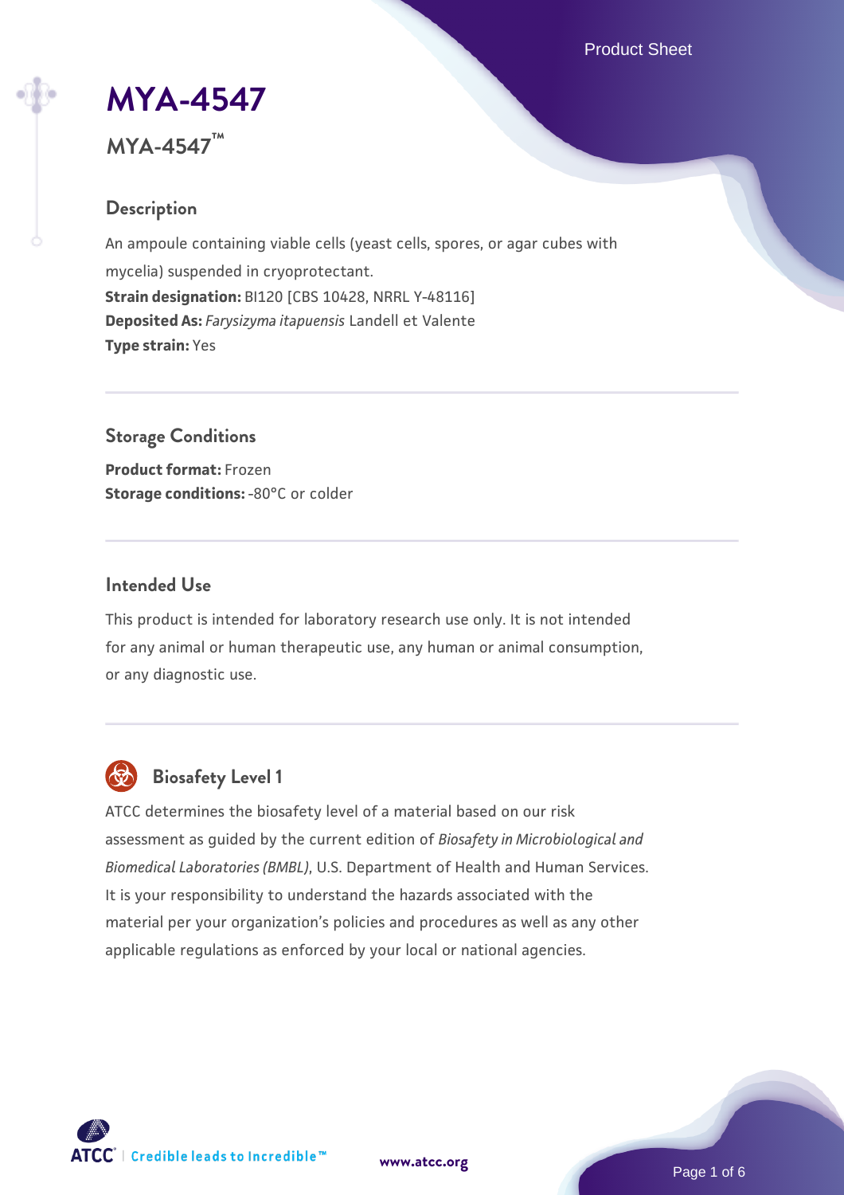# MYA-4547

**MYA-4547™**

## Description

An ampoule containing viable cells (yeast cells, spores, or agar cubes with mycelia) suspended in cryoprotectant.

**Strain designation:** BI120 [CBS 10428, NRRL Y-48116]

**Deposited As:** *Farysizyma itapuensis* Landell et Valente

**Type strain:** Yes

## Storage Conditions

**Product format:** Frozen

**Storage conditions:** -80°C or colder

## Intended Use

This product is intended for laboratory research use only. It is not intended for any animal or human therapeutic use, any human or animal consumption, or any diagnostic use.

## Biosafety Level 1

ATCC determines the biosafety level of a material based on our risk assessment as guided by the current edition of *Biosafety in Microbiological and Biomedical Laboratories (BMBL)*, U.S. Department of Health and Human Services. It is your responsibility to understand the hazards associated with the material per your organization's policies and procedures as well as any other applicable regulations as enforced by your local or national agencies.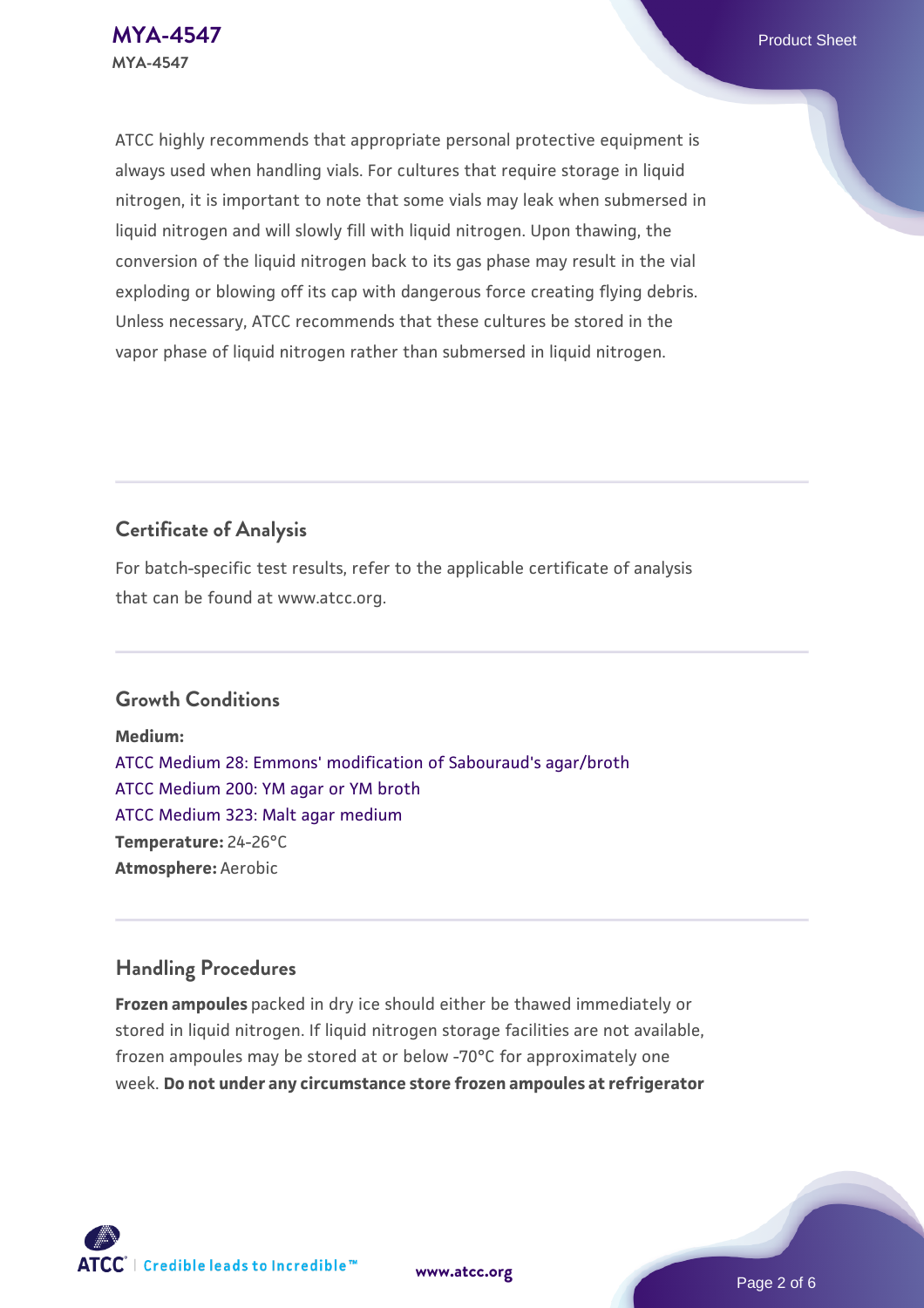ATCC highly recommends that appropriate personal protective equipment is always used when handling vials. For cultures that require storage in liquid nitrogen, it is important to note that some vials may leak when submersed in liquid nitrogen and will slowly fill with liquid nitrogen. Upon thawing, the conversion of the liquid nitrogen back to its gas phase may result in the vial exploding or blowing off its cap with dangerous force creating flying debris. Unless necessary, ATCC recommends that these cultures be stored in the vapor phase of liquid nitrogen rather than submersed in liquid nitrogen.

## Certificate of Analysis

For batch-specific test results, refer to the applicable certificate of analysis that can be found at www.atcc.org.

## Growth Conditions

**Medium:**
ATCC Medium 28: Emmons' modification of Sabouraud's agar/broth
ATCC Medium 200: YM agar or YM broth
ATCC Medium 323: Malt agar medium
**Temperature:** 24-26°C
**Atmosphere:** Aerobic

## Handling Procedures

**Frozen ampoules** packed in dry ice should either be thawed immediately or stored in liquid nitrogen. If liquid nitrogen storage facilities are not available, frozen ampoules may be stored at or below -70°C for approximately one week. **Do not under any circumstance store frozen ampoules at refrigerator**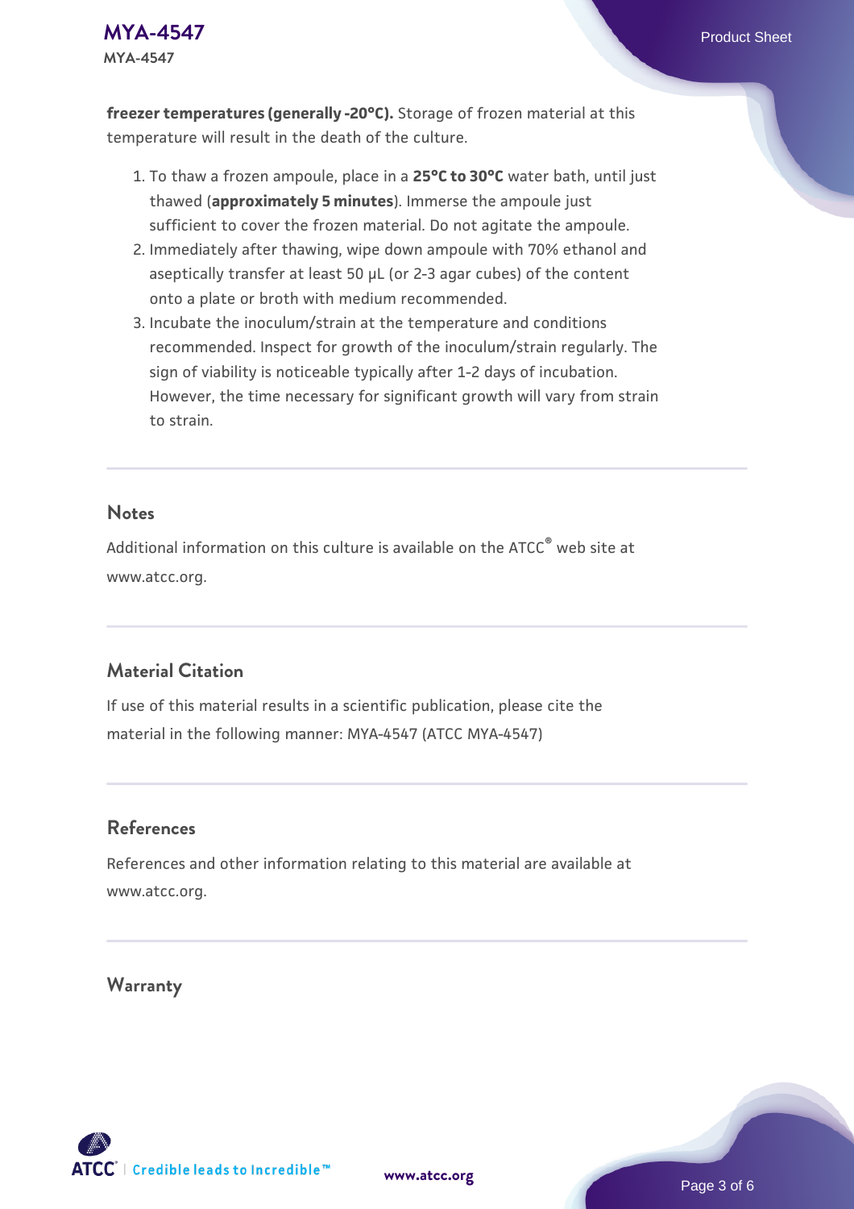**freezer temperatures (generally -20°C).** Storage of frozen material at this temperature will result in the death of the culture.

1. To thaw a frozen ampoule, place in a **25°C to 30°C** water bath, until just thawed (**approximately 5 minutes**). Immerse the ampoule just sufficient to cover the frozen material. Do not agitate the ampoule.
2. Immediately after thawing, wipe down ampoule with 70% ethanol and aseptically transfer at least 50 µL (or 2-3 agar cubes) of the content onto a plate or broth with medium recommended.
3. Incubate the inoculum/strain at the temperature and conditions recommended. Inspect for growth of the inoculum/strain regularly. The sign of viability is noticeable typically after 1-2 days of incubation. However, the time necessary for significant growth will vary from strain to strain.

## Notes

Additional information on this culture is available on the ATCC® web site at www.atcc.org.

## Material Citation

If use of this material results in a scientific publication, please cite the material in the following manner: MYA-4547 (ATCC MYA-4547)

## References

References and other information relating to this material are available at www.atcc.org.

## Warranty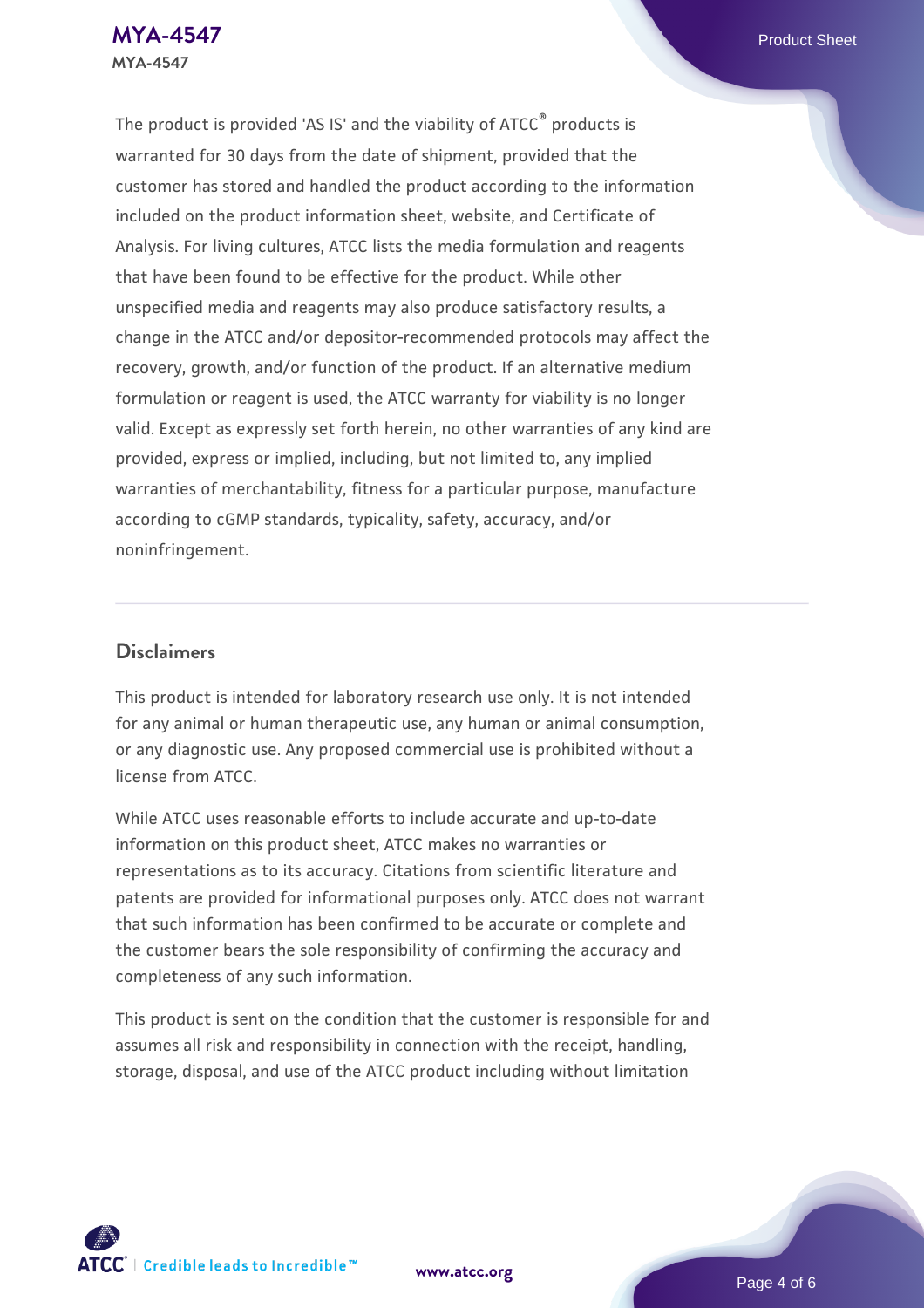The product is provided 'AS IS' and the viability of ATCC® products is warranted for 30 days from the date of shipment, provided that the customer has stored and handled the product according to the information included on the product information sheet, website, and Certificate of Analysis. For living cultures, ATCC lists the media formulation and reagents that have been found to be effective for the product. While other unspecified media and reagents may also produce satisfactory results, a change in the ATCC and/or depositor-recommended protocols may affect the recovery, growth, and/or function of the product. If an alternative medium formulation or reagent is used, the ATCC warranty for viability is no longer valid. Except as expressly set forth herein, no other warranties of any kind are provided, express or implied, including, but not limited to, any implied warranties of merchantability, fitness for a particular purpose, manufacture according to cGMP standards, typicality, safety, accuracy, and/or noninfringement.

## Disclaimers

This product is intended for laboratory research use only. It is not intended for any animal or human therapeutic use, any human or animal consumption, or any diagnostic use. Any proposed commercial use is prohibited without a license from ATCC.

While ATCC uses reasonable efforts to include accurate and up-to-date information on this product sheet, ATCC makes no warranties or representations as to its accuracy. Citations from scientific literature and patents are provided for informational purposes only. ATCC does not warrant that such information has been confirmed to be accurate or complete and the customer bears the sole responsibility of confirming the accuracy and completeness of any such information.

This product is sent on the condition that the customer is responsible for and assumes all risk and responsibility in connection with the receipt, handling, storage, disposal, and use of the ATCC product including without limitation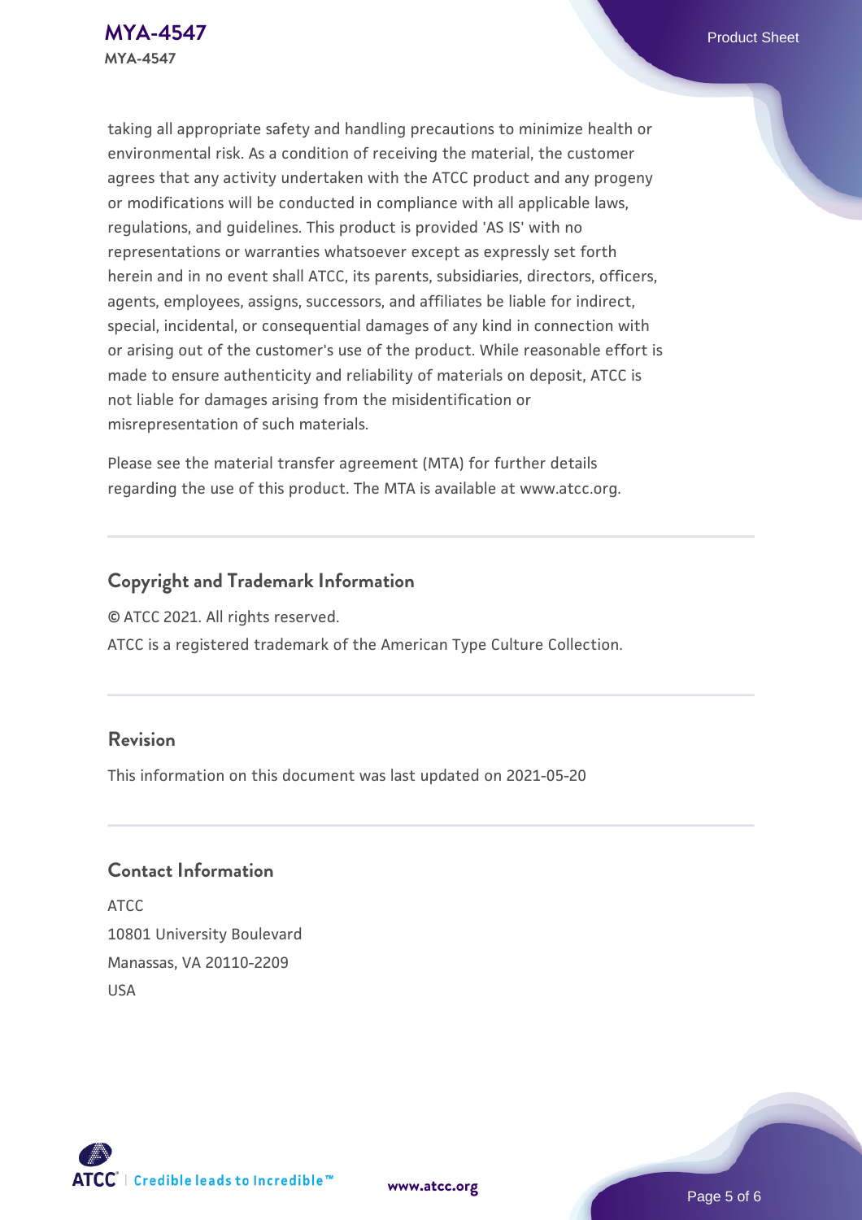taking all appropriate safety and handling precautions to minimize health or environmental risk. As a condition of receiving the material, the customer agrees that any activity undertaken with the ATCC product and any progeny or modifications will be conducted in compliance with all applicable laws, regulations, and guidelines. This product is provided 'AS IS' with no representations or warranties whatsoever except as expressly set forth herein and in no event shall ATCC, its parents, subsidiaries, directors, officers, agents, employees, assigns, successors, and affiliates be liable for indirect, special, incidental, or consequential damages of any kind in connection with or arising out of the customer's use of the product. While reasonable effort is made to ensure authenticity and reliability of materials on deposit, ATCC is not liable for damages arising from the misidentification or misrepresentation of such materials.

Please see the material transfer agreement (MTA) for further details regarding the use of this product. The MTA is available at www.atcc.org.

## Copyright and Trademark Information

© ATCC 2021. All rights reserved.

ATCC is a registered trademark of the American Type Culture Collection.

## Revision

This information on this document was last updated on 2021-05-20

## Contact Information

ATCC
10801 University Boulevard
Manassas, VA 20110-2209
USA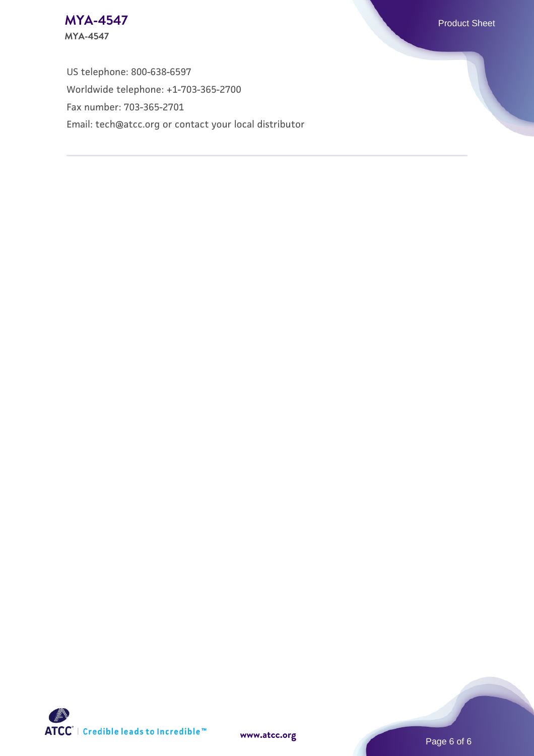US telephone: 800-638-6597

Worldwide telephone: +1-703-365-2700

Fax number: 703-365-2701

Email: tech@atcc.org or contact your local distributor